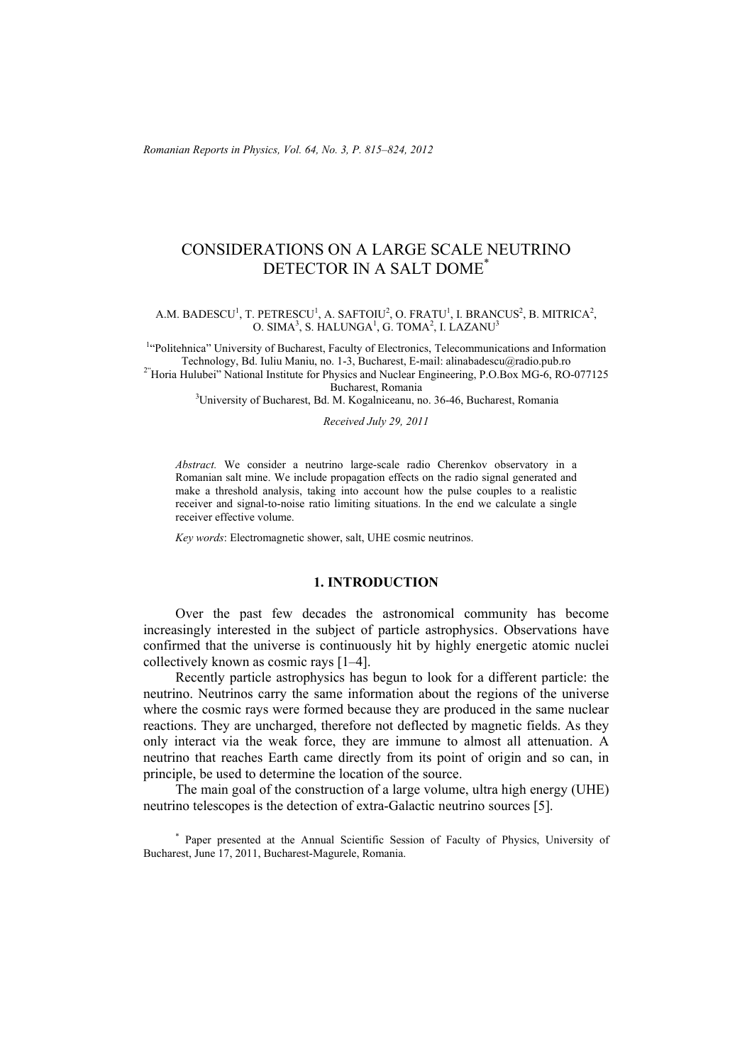# CONSIDERATIONS ON A LARGE SCALE NEUTRINO DETECTOR IN A SALT DOME*

A.M. BADESCU[1], T. PETRESCU[1], A. SAFTOIU[2], O. FRATU[1], I. BRANCUS[2], B. MITRICA[2], O. SIMA[3], S. HALUNGA[1], G. TOMA[2], I. LAZANU[3]

[1]"Politehnica" University of Bucharest, Faculty of Electronics, Telecommunications and Information Technology, Bd. Iuliu Maniu, no. 1-3, Bucharest, E-mail: alinabadescu@radio.pub.ro

[2]"Horia Hulubei" National Institute for Physics and Nuclear Engineering, P.O.Box MG-6, RO-077125 Bucharest, Romania

[3]University of Bucharest, Bd. M. Kogalniceanu, no. 36-46, Bucharest, Romania

*Received July 29, 2011*

*Abstract.* We consider a neutrino large-scale radio Cherenkov observatory in a Romanian salt mine. We include propagation effects on the radio signal generated and make a threshold analysis, taking into account how the pulse couples to a realistic receiver and signal-to-noise ratio limiting situations. In the end we calculate a single receiver effective volume.

*Key words*: Electromagnetic shower, salt, UHE cosmic neutrinos.

## 1. INTRODUCTION

Over the past few decades the astronomical community has become increasingly interested in the subject of particle astrophysics. Observations have confirmed that the universe is continuously hit by highly energetic atomic nuclei collectively known as cosmic rays [1–4].

Recently particle astrophysics has begun to look for a different particle: the neutrino. Neutrinos carry the same information about the regions of the universe where the cosmic rays were formed because they are produced in the same nuclear reactions. They are uncharged, therefore not deflected by magnetic fields. As they only interact via the weak force, they are immune to almost all attenuation. A neutrino that reaches Earth came directly from its point of origin and so can, in principle, be used to determine the location of the source.

The main goal of the construction of a large volume, ultra high energy (UHE) neutrino telescopes is the detection of extra-Galactic neutrino sources [5].

* Paper presented at the Annual Scientific Session of Faculty of Physics, University of Bucharest, June 17, 2011, Bucharest-Magurele, Romania.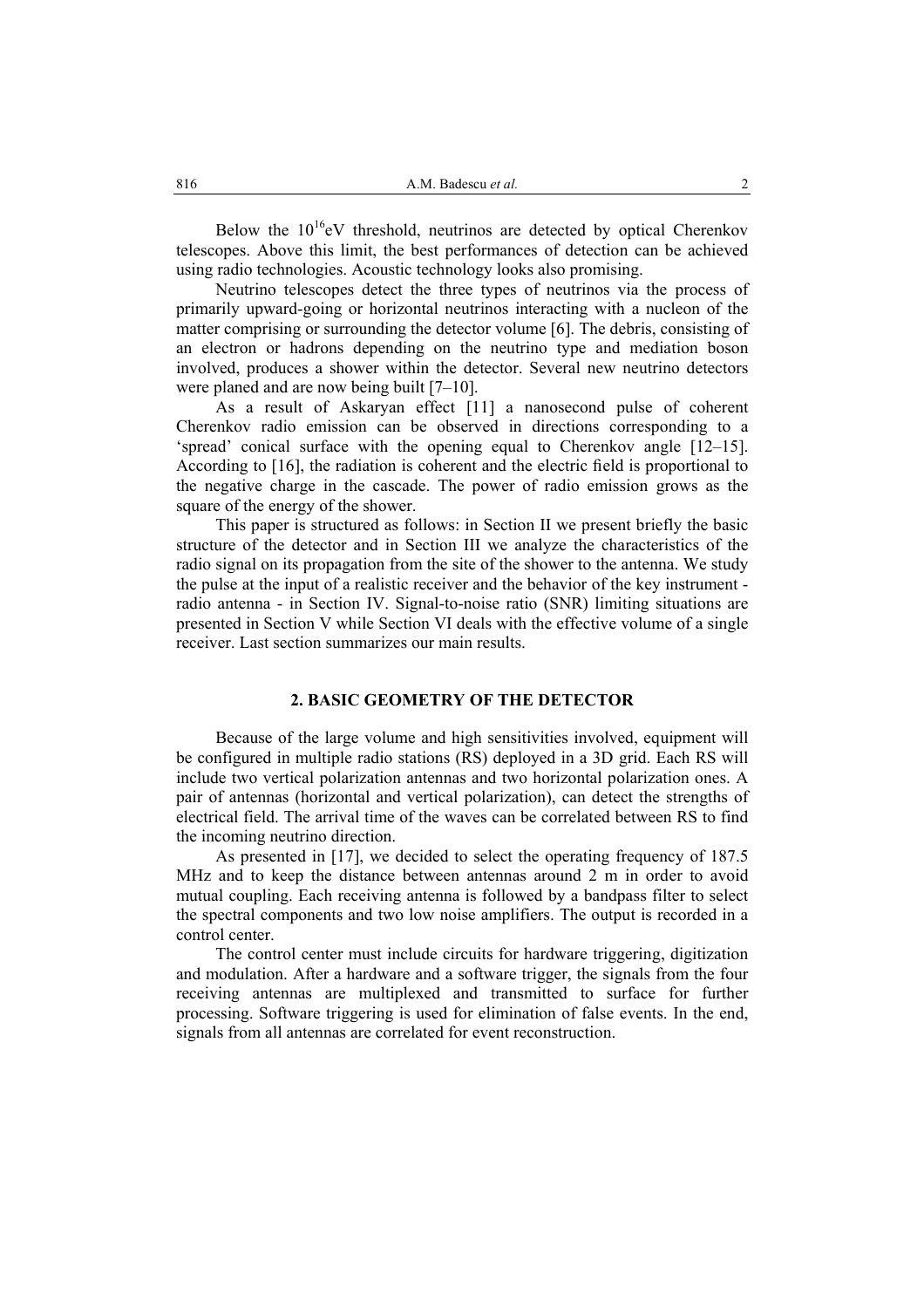Below the $10^{16}$eV threshold, neutrinos are detected by optical Cherenkov telescopes. Above this limit, the best performances of detection can be achieved using radio technologies. Acoustic technology looks also promising.

Neutrino telescopes detect the three types of neutrinos via the process of primarily upward-going or horizontal neutrinos interacting with a nucleon of the matter comprising or surrounding the detector volume [6]. The debris, consisting of an electron or hadrons depending on the neutrino type and mediation boson involved, produces a shower within the detector. Several new neutrino detectors were planed and are now being built [7–10].

As a result of Askaryan effect [11] a nanosecond pulse of coherent Cherenkov radio emission can be observed in directions corresponding to a 'spread' conical surface with the opening equal to Cherenkov angle [12–15]. According to [16], the radiation is coherent and the electric field is proportional to the negative charge in the cascade. The power of radio emission grows as the square of the energy of the shower.

This paper is structured as follows: in Section II we present briefly the basic structure of the detector and in Section III we analyze the characteristics of the radio signal on its propagation from the site of the shower to the antenna. We study the pulse at the input of a realistic receiver and the behavior of the key instrument - radio antenna - in Section IV. Signal-to-noise ratio (SNR) limiting situations are presented in Section V while Section VI deals with the effective volume of a single receiver. Last section summarizes our main results.

## 2. BASIC GEOMETRY OF THE DETECTOR

Because of the large volume and high sensitivities involved, equipment will be configured in multiple radio stations (RS) deployed in a 3D grid. Each RS will include two vertical polarization antennas and two horizontal polarization ones. A pair of antennas (horizontal and vertical polarization), can detect the strengths of electrical field. The arrival time of the waves can be correlated between RS to find the incoming neutrino direction.

As presented in [17], we decided to select the operating frequency of 187.5 MHz and to keep the distance between antennas around 2 m in order to avoid mutual coupling. Each receiving antenna is followed by a bandpass filter to select the spectral components and two low noise amplifiers. The output is recorded in a control center.

The control center must include circuits for hardware triggering, digitization and modulation. After a hardware and a software trigger, the signals from the four receiving antennas are multiplexed and transmitted to surface for further processing. Software triggering is used for elimination of false events. In the end, signals from all antennas are correlated for event reconstruction.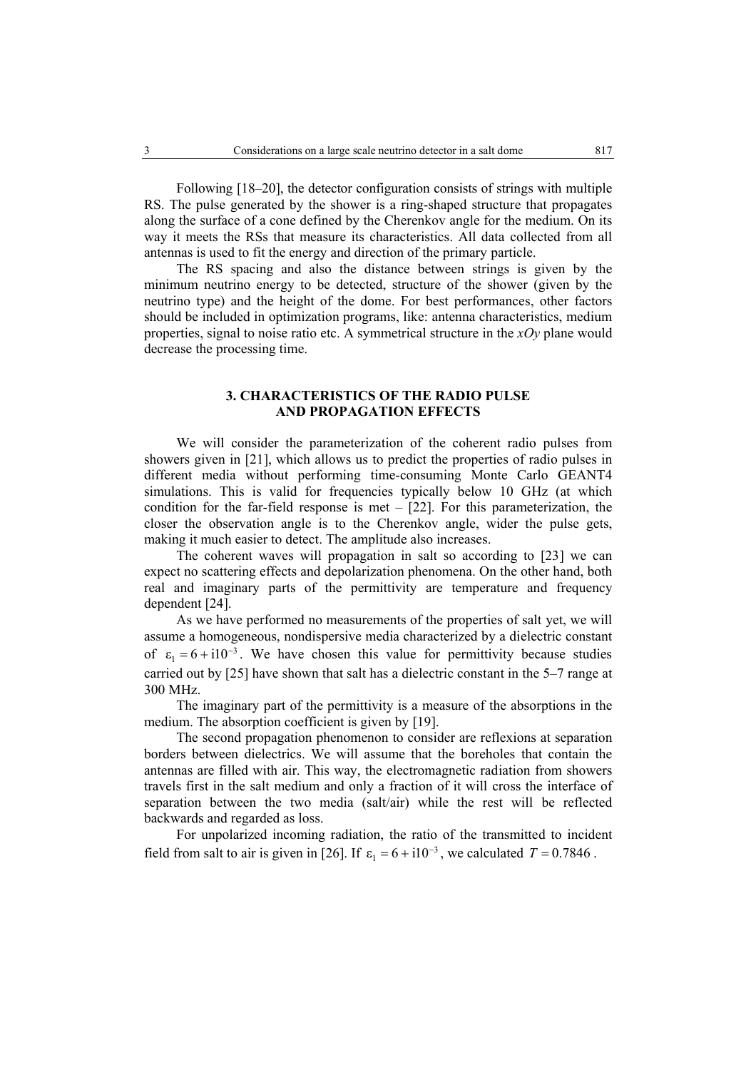Following [18–20], the detector configuration consists of strings with multiple RS. The pulse generated by the shower is a ring-shaped structure that propagates along the surface of a cone defined by the Cherenkov angle for the medium. On its way it meets the RSs that measure its characteristics. All data collected from all antennas is used to fit the energy and direction of the primary particle.

The RS spacing and also the distance between strings is given by the minimum neutrino energy to be detected, structure of the shower (given by the neutrino type) and the height of the dome. For best performances, other factors should be included in optimization programs, like: antenna characteristics, medium properties, signal to noise ratio etc. A symmetrical structure in the *xOy* plane would decrease the processing time.

## 3. CHARACTERISTICS OF THE RADIO PULSE AND PROPAGATION EFFECTS

We will consider the parameterization of the coherent radio pulses from showers given in [21], which allows us to predict the properties of radio pulses in different media without performing time-consuming Monte Carlo GEANT4 simulations. This is valid for frequencies typically below 10 GHz (at which condition for the far-field response is met – [22]. For this parameterization, the closer the observation angle is to the Cherenkov angle, wider the pulse gets, making it much easier to detect. The amplitude also increases.

The coherent waves will propagation in salt so according to [23] we can expect no scattering effects and depolarization phenomena. On the other hand, both real and imaginary parts of the permittivity are temperature and frequency dependent [24].

As we have performed no measurements of the properties of salt yet, we will assume a homogeneous, nondispersive media characterized by a dielectric constant of $\varepsilon_1 = 6 + i10^{-3}$. We have chosen this value for permittivity because studies carried out by [25] have shown that salt has a dielectric constant in the 5–7 range at 300 MHz.

The imaginary part of the permittivity is a measure of the absorptions in the medium. The absorption coefficient is given by [19].

The second propagation phenomenon to consider are reflexions at separation borders between dielectrics. We will assume that the boreholes that contain the antennas are filled with air. This way, the electromagnetic radiation from showers travels first in the salt medium and only a fraction of it will cross the interface of separation between the two media (salt/air) while the rest will be reflected backwards and regarded as loss.

For unpolarized incoming radiation, the ratio of the transmitted to incident field from salt to air is given in [26]. If $\varepsilon_1 = 6 + i10^{-3}$, we calculated $T = 0.7846$.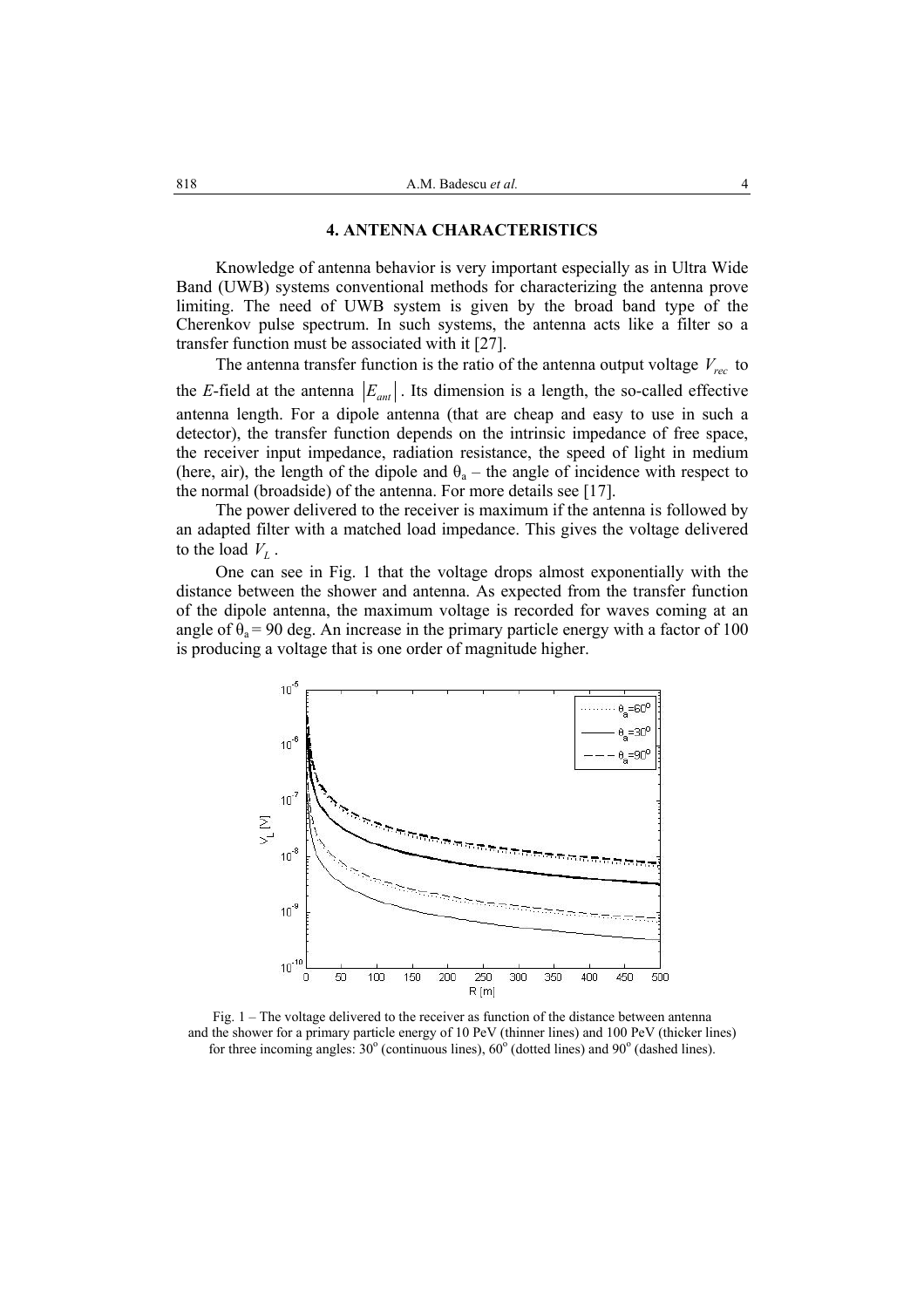## 4. ANTENNA CHARACTERISTICS

Knowledge of antenna behavior is very important especially as in Ultra Wide Band (UWB) systems conventional methods for characterizing the antenna prove limiting. The need of UWB system is given by the broad band type of the Cherenkov pulse spectrum. In such systems, the antenna acts like a filter so a transfer function must be associated with it [27].

The antenna transfer function is the ratio of the antenna output voltage $V_{rec}$ to the *E*-field at the antenna $|E_{ant}|$. Its dimension is a length, the so-called effective antenna length. For a dipole antenna (that are cheap and easy to use in such a detector), the transfer function depends on the intrinsic impedance of free space, the receiver input impedance, radiation resistance, the speed of light in medium (here, air), the length of the dipole and $\theta_a$ – the angle of incidence with respect to the normal (broadside) of the antenna. For more details see [17].

The power delivered to the receiver is maximum if the antenna is followed by an adapted filter with a matched load impedance. This gives the voltage delivered to the load $V_L$.

One can see in Fig. 1 that the voltage drops almost exponentially with the distance between the shower and antenna. As expected from the transfer function of the dipole antenna, the maximum voltage is recorded for waves coming at an angle of $\theta_a = 90$ deg. An increase in the primary particle energy with a factor of 100 is producing a voltage that is one order of magnitude higher.

Fig. 1 – The voltage delivered to the receiver as function of the distance between antenna and the shower for a primary particle energy of 10 PeV (thinner lines) and 100 PeV (thicker lines) for three incoming angles: 30° (continuous lines), 60° (dotted lines) and 90° (dashed lines).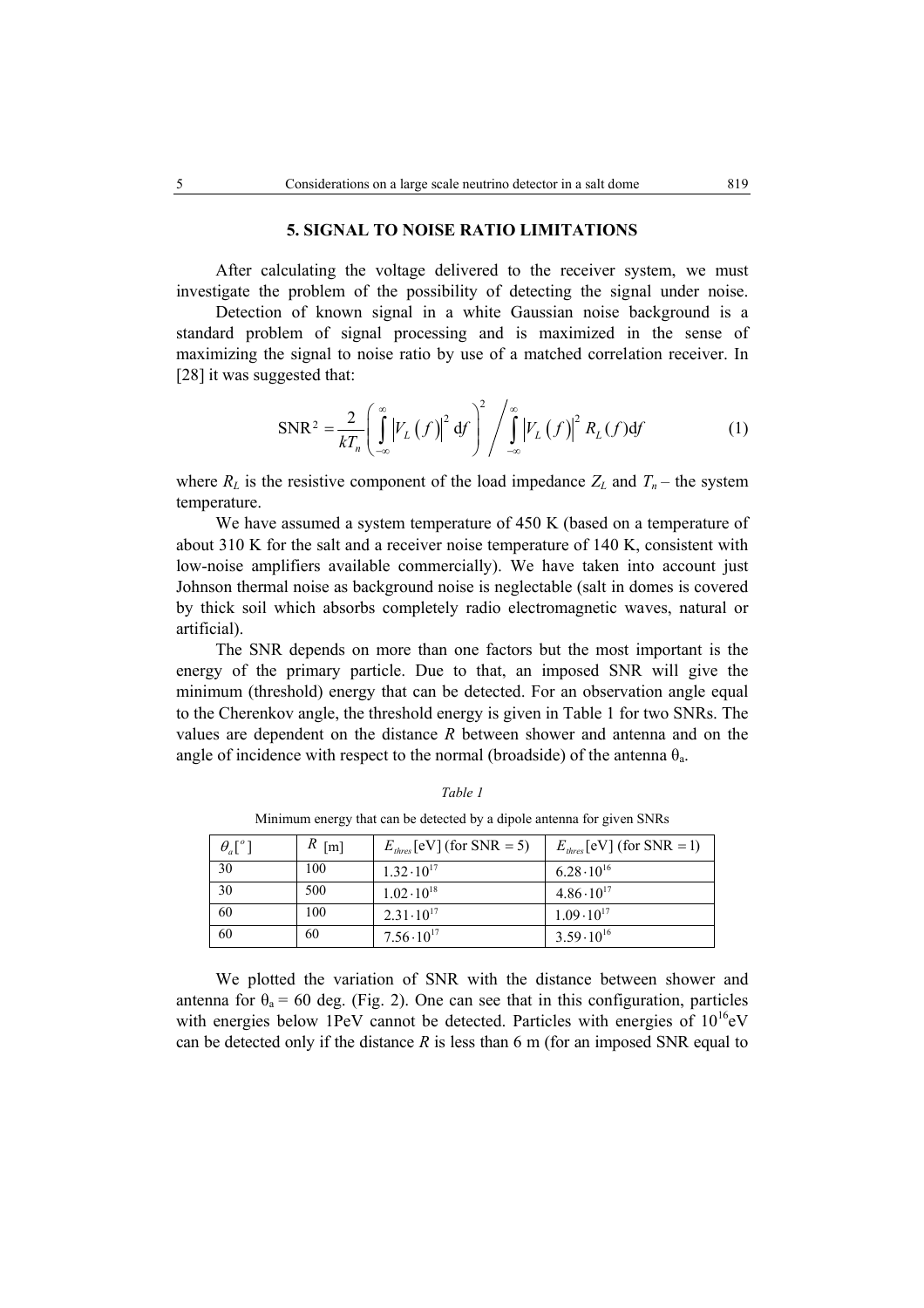## 5. SIGNAL TO NOISE RATIO LIMITATIONS

After calculating the voltage delivered to the receiver system, we must investigate the problem of the possibility of detecting the signal under noise.

Detection of known signal in a white Gaussian noise background is a standard problem of signal processing and is maximized in the sense of maximizing the signal to noise ratio by use of a matched correlation receiver. In [28] it was suggested that:

$$\mathrm{SNR}^2 = \frac{2}{kT_n}\left(\int_{-\infty}^{\infty} \left|V_L(f)\right|^2 \mathrm{d}f\right)^2 \Bigg/ \int_{-\infty}^{\infty} \left|V_L(f)\right|^2 R_L(f)\mathrm{d}f \qquad (1)$$

where $R_L$ is the resistive component of the load impedance $Z_L$ and $T_n$ – the system temperature.

We have assumed a system temperature of 450 K (based on a temperature of about 310 K for the salt and a receiver noise temperature of 140 K, consistent with low-noise amplifiers available commercially). We have taken into account just Johnson thermal noise as background noise is neglectable (salt in domes is covered by thick soil which absorbs completely radio electromagnetic waves, natural or artificial).

The SNR depends on more than one factors but the most important is the energy of the primary particle. Due to that, an imposed SNR will give the minimum (threshold) energy that can be detected. For an observation angle equal to the Cherenkov angle, the threshold energy is given in Table 1 for two SNRs. The values are dependent on the distance $R$ between shower and antenna and on the angle of incidence with respect to the normal (broadside) of the antenna $\theta_a$.

*Table 1*

Minimum energy that can be detected by a dipole antenna for given SNRs

| $\theta_a [^o]$ | $R$ [m] | $E_{thres}$ [eV] (for SNR = 5) | $E_{thres}$ [eV] (for SNR = 1) |
|---|---|---|---|
| 30 | 100 | $1.32 \cdot 10^{17}$ | $6.28 \cdot 10^{16}$ |
| 30 | 500 | $1.02 \cdot 10^{18}$ | $4.86 \cdot 10^{17}$ |
| 60 | 100 | $2.31 \cdot 10^{17}$ | $1.09 \cdot 10^{17}$ |
| 60 | 60 | $7.56 \cdot 10^{17}$ | $3.59 \cdot 10^{16}$ |

We plotted the variation of SNR with the distance between shower and antenna for $\theta_a$ = 60 deg. (Fig. 2). One can see that in this configuration, particles with energies below 1PeV cannot be detected. Particles with energies of $10^{16}$eV can be detected only if the distance $R$ is less than 6 m (for an imposed SNR equal to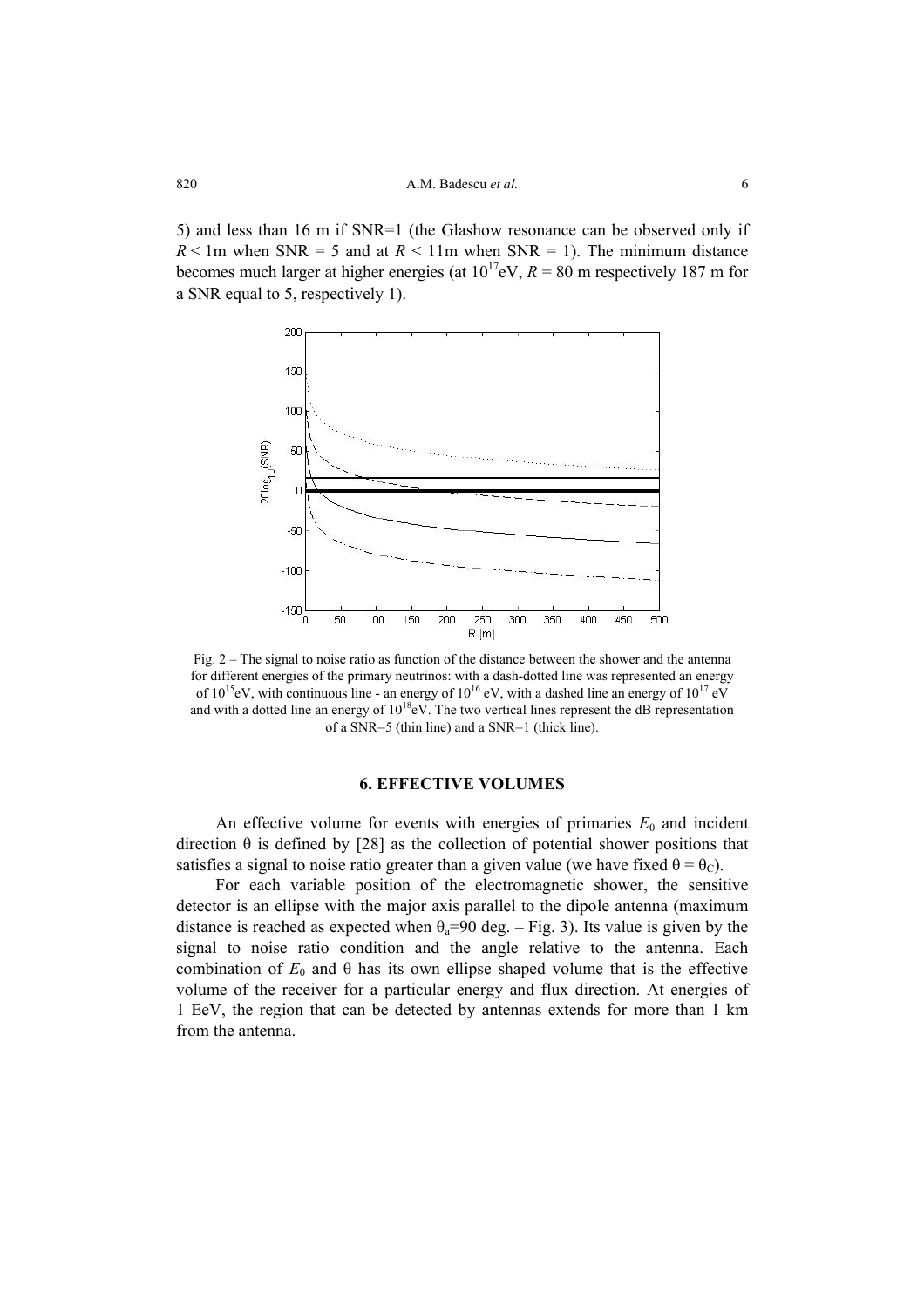5) and less than 16 m if SNR=1 (the Glashow resonance can be observed only if $R < 1$m when SNR = 5 and at $R < 11$m when SNR = 1). The minimum distance becomes much larger at higher energies (at $10^{17}$eV, $R = 80$ m respectively 187 m for a SNR equal to 5, respectively 1).

Fig. 2 – The signal to noise ratio as function of the distance between the shower and the antenna for different energies of the primary neutrinos: with a dash-dotted line was represented an energy of $10^{15}$eV, with continuous line - an energy of $10^{16}$ eV, with a dashed line an energy of $10^{17}$ eV and with a dotted line an energy of $10^{18}$eV. The two vertical lines represent the dB representation of a SNR=5 (thin line) and a SNR=1 (thick line).

## 6. EFFECTIVE VOLUMES

An effective volume for events with energies of primaries $E_0$ and incident direction $\theta$ is defined by [28] as the collection of potential shower positions that satisfies a signal to noise ratio greater than a given value (we have fixed $\theta = \theta_C$).

For each variable position of the electromagnetic shower, the sensitive detector is an ellipse with the major axis parallel to the dipole antenna (maximum distance is reached as expected when $\theta_a$=90 deg. – Fig. 3). Its value is given by the signal to noise condition and the angle relative to the antenna. Each combination of $E_0$ and $\theta$ has its own ellipse shaped volume that is the effective volume of the receiver for a particular energy and flux direction. At energies of 1 EeV, the region that can be detected by antennas extends for more than 1 km from the antenna.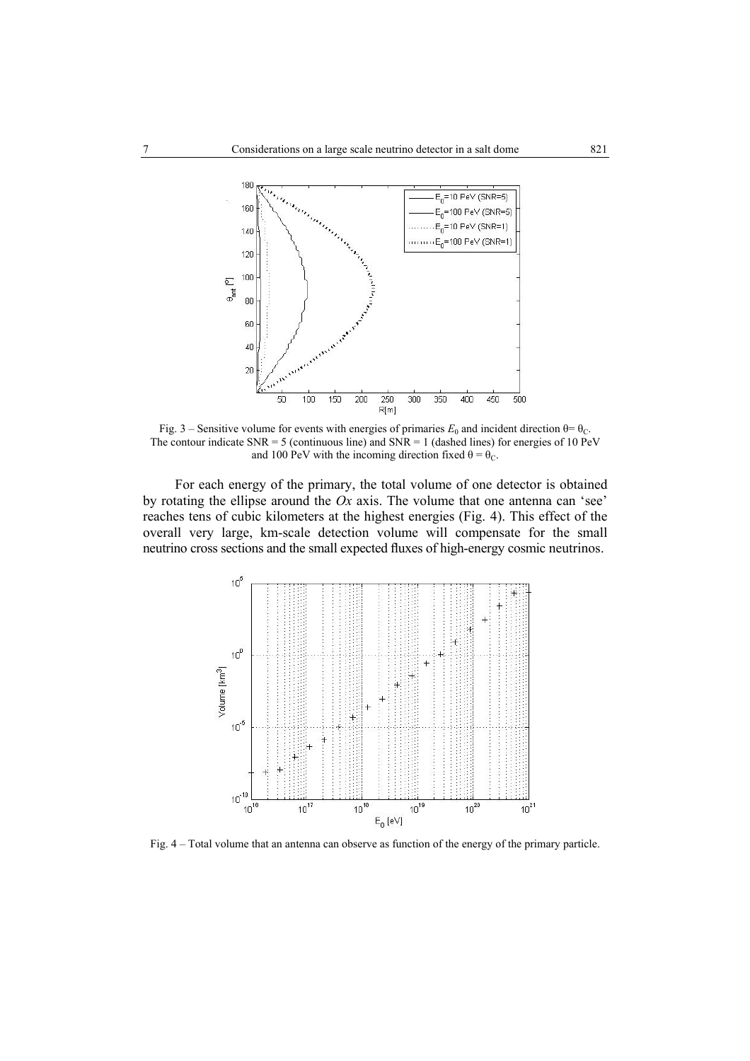Fig. 3 – Sensitive volume for events with energies of primaries $E_0$ and incident direction $\theta = \theta_C$. The contour indicate SNR = 5 (continuous line) and SNR = 1 (dashed lines) for energies of 10 PeV and 100 PeV with the incoming direction fixed $\theta = \theta_C$.

For each energy of the primary, the total volume of one detector is obtained by rotating the ellipse around the *Ox* axis. The volume that one antenna can 'see' reaches tens of cubic kilometers at the highest energies (Fig. 4). This effect of the overall very large, km-scale detection volume will compensate for the small neutrino cross sections and the small expected fluxes of high-energy cosmic neutrinos.

Fig. 4 – Total volume that an antenna can observe as function of the energy of the primary particle.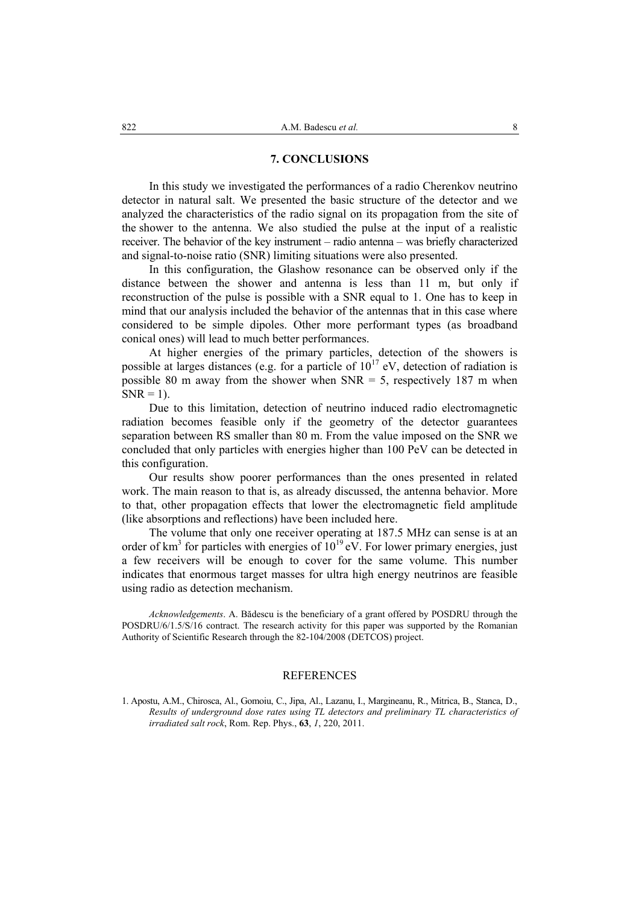## 7. CONCLUSIONS

In this study we investigated the performances of a radio Cherenkov neutrino detector in natural salt. We presented the basic structure of the detector and we analyzed the characteristics of the radio signal on its propagation from the site of the shower to the antenna. We also studied the pulse at the input of a realistic receiver. The behavior of the key instrument – radio antenna – was briefly characterized and signal-to-noise ratio (SNR) limiting situations were also presented.

In this configuration, the Glashow resonance can be observed only if the distance between the shower and antenna is less than 11 m, but only if reconstruction of the pulse is possible with a SNR equal to 1. One has to keep in mind that our analysis included the behavior of the antennas that in this case where considered to be simple dipoles. Other more performant types (as broadband conical ones) will lead to much better performances.

At higher energies of the primary particles, detection of the showers is possible at larges distances (e.g. for a particle of $10^{17}$ eV, detection of radiation is possible 80 m away from the shower when SNR = 5, respectively 187 m when SNR = 1).

Due to this limitation, detection of neutrino induced radio electromagnetic radiation becomes feasible only if the geometry of the detector guarantees separation between RS smaller than 80 m. From the value imposed on the SNR we concluded that only particles with energies higher than 100 PeV can be detected in this configuration.

Our results show poorer performances than the ones presented in related work. The main reason to that is, as already discussed, the antenna behavior. More to that, other propagation effects that lower the electromagnetic field amplitude (like absorptions and reflections) have been included here.

The volume that only one receiver operating at 187.5 MHz can sense is at an order of $km^3$ for particles with energies of $10^{19}$ eV. For lower primary energies, just a few receivers will be enough to cover for the same volume. This number indicates that enormous target masses for ultra high energy neutrinos are feasible using radio as detection mechanism.

*Acknowledgements*. A. Bădescu is the beneficiary of a grant offered by POSDRU through the POSDRU/6/1.5/S/16 contract. The research activity for this paper was supported by the Romanian Authority of Scientific Research through the 82-104/2008 (DETCOS) project.

## REFERENCES

1. Apostu, A.M., Chirosca, Al., Gomoiu, C., Jipa, Al., Lazanu, I., Margineanu, R., Mitrica, B., Stanca, D., *Results of underground dose rates using TL detectors and preliminary TL characteristics of irradiated salt rock*, Rom. Rep. Phys., **63**, *1*, 220, 2011.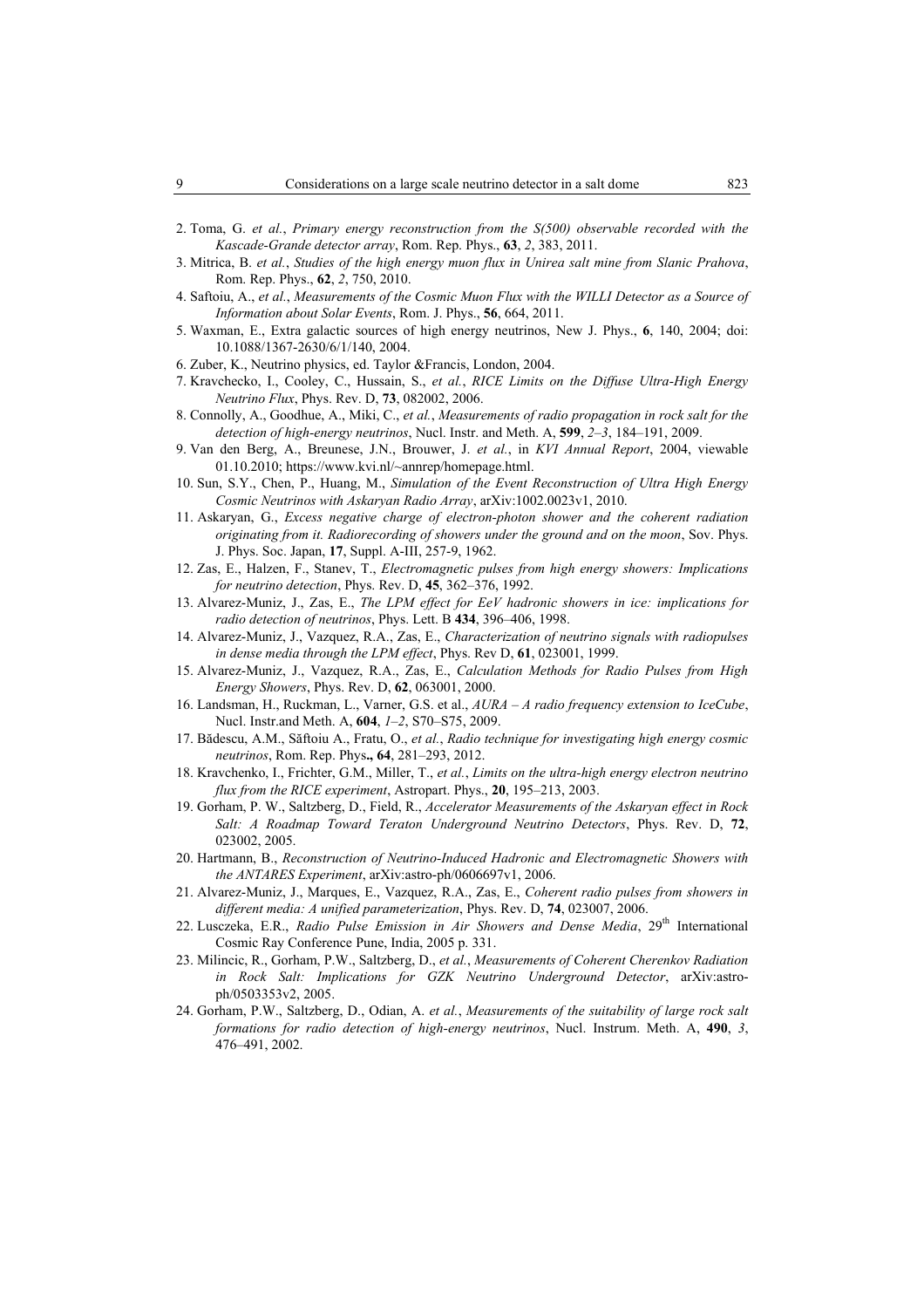2. Toma, G. *et al.*, *Primary energy reconstruction from the S(500) observable recorded with the Kascade-Grande detector array*, Rom. Rep. Phys., **63**, *2*, 383, 2011.
3. Mitrica, B. *et al.*, *Studies of the high energy muon flux in Unirea salt mine from Slanic Prahova*, Rom. Rep. Phys., **62**, *2*, 750, 2010.
4. Saftoiu, A., *et al.*, *Measurements of the Cosmic Muon Flux with the WILLI Detector as a Source of Information about Solar Events*, Rom. J. Phys., **56**, 664, 2011.
5. Waxman, E., Extra galactic sources of high energy neutrinos, New J. Phys., **6**, 140, 2004; doi: 10.1088/1367-2630/6/1/140, 2004.
6. Zuber, K., Neutrino physics, ed. Taylor &Francis, London, 2004.
7. Kravchecko, I., Cooley, C., Hussain, S., *et al.*, *RICE Limits on the Diffuse Ultra-High Energy Neutrino Flux*, Phys. Rev. D, **73**, 082002, 2006.
8. Connolly, A., Goodhue, A., Miki, C., *et al.*, *Measurements of radio propagation in rock salt for the detection of high-energy neutrinos*, Nucl. Instr. and Meth. A, **599**, *2–3*, 184–191, 2009.
9. Van den Berg, A., Breunese, J.N., Brouwer, J. *et al.*, in *KVI Annual Report*, 2004, viewable 01.10.2010; https://www.kvi.nl/~annrep/homepage.html.
10. Sun, S.Y., Chen, P., Huang, M., *Simulation of the Event Reconstruction of Ultra High Energy Cosmic Neutrinos with Askaryan Radio Array*, arXiv:1002.0023v1, 2010.
11. Askaryan, G., *Excess negative charge of electron-photon shower and the coherent radiation originating from it. Radiorecording of showers under the ground and on the moon*, Sov. Phys. J. Phys. Soc. Japan, **17**, Suppl. A-III, 257-9, 1962.
12. Zas, E., Halzen, F., Stanev, T., *Electromagnetic pulses from high energy showers: Implications for neutrino detection*, Phys. Rev. D, **45**, 362–376, 1992.
13. Alvarez-Muniz, J., Zas, E., *The LPM effect for EeV hadronic showers in ice: implications for radio detection of neutrinos*, Phys. Lett. B **434**, 396–406, 1998.
14. Alvarez-Muniz, J., Vazquez, R.A., Zas, E., *Characterization of neutrino signals with radiopulses in dense media through the LPM effect*, Phys. Rev D, **61**, 023001, 1999.
15. Alvarez-Muniz, J., Vazquez, R.A., Zas, E., *Calculation Methods for Radio Pulses from High Energy Showers*, Phys. Rev. D, **62**, 063001, 2000.
16. Landsman, H., Ruckman, L., Varner, G.S. et al., *AURA – A radio frequency extension to IceCube*, Nucl. Instr.and Meth. A, **604**, *1–2*, S70–S75, 2009.
17. Bădescu, A.M., Săftoiu A., Fratu, O., *et al.*, *Radio technique for investigating high energy cosmic neutrinos*, Rom. Rep. Phys**.**, **64**, 281–293, 2012.
18. Kravchenko, I., Frichter, G.M., Miller, T., *et al.*, *Limits on the ultra-high energy electron neutrino flux from the RICE experiment*, Astropart. Phys., **20**, 195–213, 2003.
19. Gorham, P. W., Saltzberg, D., Field, R., *Accelerator Measurements of the Askaryan effect in Rock Salt: A Roadmap Toward Teraton Underground Neutrino Detectors*, Phys. Rev. D, **72**, 023002, 2005.
20. Hartmann, B., *Reconstruction of Neutrino-Induced Hadronic and Electromagnetic Showers with the ANTARES Experiment*, arXiv:astro-ph/0606697v1, 2006.
21. Alvarez-Muniz, J., Marques, E., Vazquez, R.A., Zas, E., *Coherent radio pulses from showers in different media: A unified parameterization*, Phys. Rev. D, **74**, 023007, 2006.
22. Lusczeka, E.R., *Radio Pulse Emission in Air Showers and Dense Media*, 29th International Cosmic Ray Conference Pune, India, 2005 p. 331.
23. Milincic, R., Gorham, P.W., Saltzberg, D., *et al.*, *Measurements of Coherent Cherenkov Radiation in Rock Salt: Implications for GZK Neutrino Underground Detector*, arXiv:astro-ph/0503353v2, 2005.
24. Gorham, P.W., Saltzberg, D., Odian, A. *et al.*, *Measurements of the suitability of large rock salt formations for radio detection of high-energy neutrinos*, Nucl. Instrum. Meth. A, **490**, *3*, 476–491, 2002.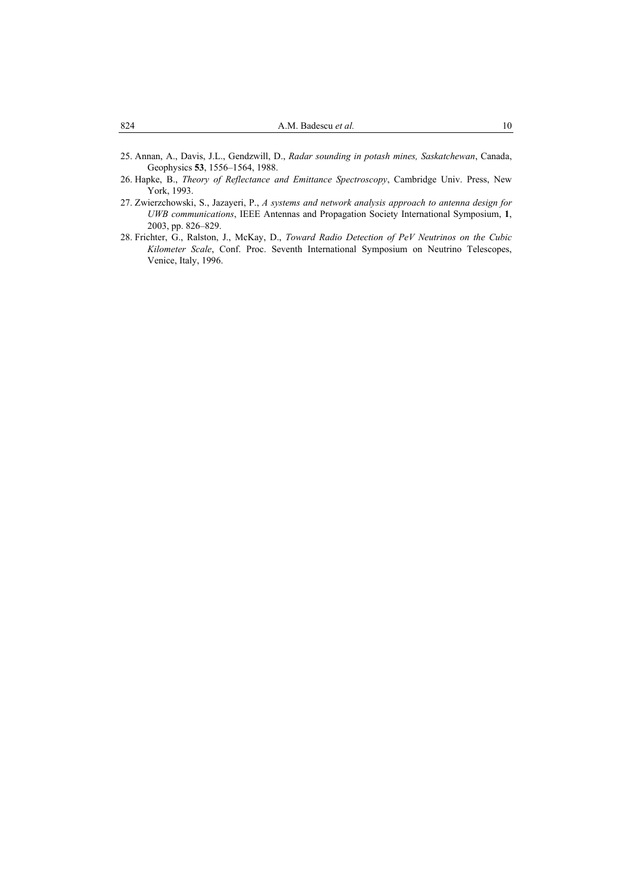25. Annan, A., Davis, J.L., Gendzwill, D., *Radar sounding in potash mines, Saskatchewan*, Canada, Geophysics **53**, 1556–1564, 1988.
26. Hapke, B., *Theory of Reflectance and Emittance Spectroscopy*, Cambridge Univ. Press, New York, 1993.
27. Zwierzchowski, S., Jazayeri, P., *A systems and network analysis approach to antenna design for UWB communications*, IEEE Antennas and Propagation Society International Symposium, **1**, 2003, pp. 826–829.
28. Frichter, G., Ralston, J., McKay, D., *Toward Radio Detection of PeV Neutrinos on the Cubic Kilometer Scale*, Conf. Proc. Seventh International Symposium on Neutrino Telescopes, Venice, Italy, 1996.